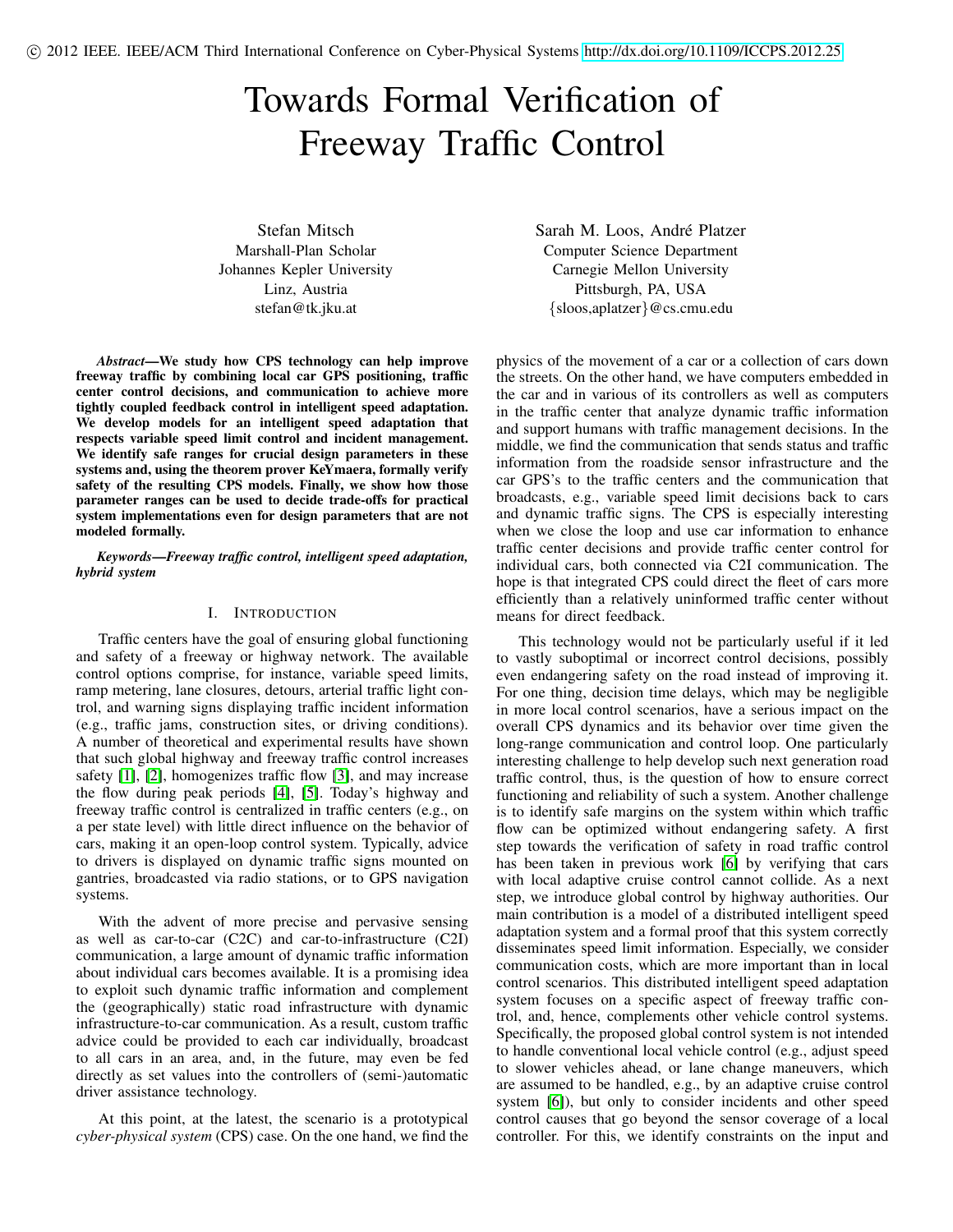© 2012 IEEE. IEEE/ACM Third International Conference on Cyber-Physical Systems http://dx.doi.org/10.1109/ICCPS.2012.25

# Towards Formal Verification of Freeway Traffic Control

Stefan Mitsch
Marshall-Plan Scholar
Johannes Kepler University
Linz, Austria
stefan@tk.jku.at

Sarah M. Loos, André Platzer
Computer Science Department
Carnegie Mellon University
Pittsburgh, PA, USA
{sloos,aplatzer}@cs.cmu.edu

***Abstract*—We study how CPS technology can help improve freeway traffic by combining local car GPS positioning, traffic center control decisions, and communication to achieve more tightly coupled feedback control in intelligent speed adaptation. We develop models for an intelligent speed adaptation that respects variable speed limit control and incident management. We identify safe ranges for crucial design parameters in these systems and, using the theorem prover KeYmaera, formally verify safety of the resulting CPS models. Finally, we show how those parameter ranges can be used to decide trade-offs for practical system implementations even for design parameters that are not modeled formally.**

***Keywords*—Freeway traffic control, intelligent speed adaptation, hybrid system**

## I. Introduction

Traffic centers have the goal of ensuring global functioning and safety of a freeway or highway network. The available control options comprise, for instance, variable speed limits, ramp metering, lane closures, detours, arterial traffic light control, and warning signs displaying traffic incident information (e.g., traffic jams, construction sites, or driving conditions). A number of theoretical and experimental results have shown that such global highway and freeway traffic control increases safety [1], [2], homogenizes traffic flow [3], and may increase the flow during peak periods [4], [5]. Today's highway and freeway traffic control is centralized in traffic centers (e.g., on a per state level) with little direct influence on the behavior of cars, making it an open-loop control system. Typically, advice to drivers is displayed on dynamic traffic signs mounted on gantries, broadcasted via radio stations, or to GPS navigation systems.

With the advent of more precise and pervasive sensing as well as car-to-car (C2C) and car-to-infrastructure (C2I) communication, a large amount of dynamic traffic information about individual cars becomes available. It is a promising idea to exploit such dynamic traffic information and complement the (geographically) static road infrastructure with dynamic infrastructure-to-car communication. As a result, custom traffic advice could be provided to each car individually, broadcast to all cars in an area, and, in the future, may even be fed directly as set values into the controllers of (semi-)automatic driver assistance technology.

At this point, at the latest, the scenario is a prototypical *cyber-physical system* (CPS) case. On the one hand, we find the physics of the movement of a car or a collection of cars down the streets. On the other hand, we have computers embedded in the car and in various of its controllers as well as computers in the traffic center that analyze dynamic traffic information and support humans with traffic management decisions. In the middle, we find the communication that sends status and traffic information from the roadside sensor infrastructure and the car GPS's to the traffic centers and the communication that broadcasts, e.g., variable speed limit decisions back to cars and dynamic traffic signs. The CPS is especially interesting when we close the loop and use car information to enhance traffic center decisions and provide traffic center control for individual cars, both connected via C2I communication. The hope is that integrated CPS could direct the fleet of cars more efficiently than a relatively uninformed traffic center without means for direct feedback.

This technology would not be particularly useful if it led to vastly suboptimal or incorrect control decisions, possibly even endangering safety on the road instead of improving it. For one thing, decision time delays, which may be negligible in more local control scenarios, have a serious impact on the overall CPS dynamics and its behavior over time given the long-range communication and control loop. One particularly interesting challenge to help develop such next generation road traffic control, thus, is the question of how to ensure correct functioning and reliability of such a system. Another challenge is to identify safe margins on the system within which traffic flow can be optimized without endangering safety. A first step towards the verification of safety in road traffic control has been taken in previous work [6] by verifying that cars with local adaptive cruise control cannot collide. As a next step, we introduce global control by highway authorities. Our main contribution is a model of a distributed intelligent speed adaptation system and a formal proof that this system correctly disseminates speed limit information. Especially, we consider communication costs, which are more important than in local control scenarios. This distributed intelligent speed adaptation system focuses on a specific aspect of freeway traffic control, and, hence, complements other vehicle control systems. Specifically, the proposed global control system is not intended to handle conventional local vehicle control (e.g., adjust speed to slower vehicles ahead, or lane change maneuvers, which are assumed to be handled, e.g., by an adaptive cruise control system [6]), but only to consider incidents and other speed control causes that go beyond the sensor coverage of a local controller. For this, we identify constraints on the input and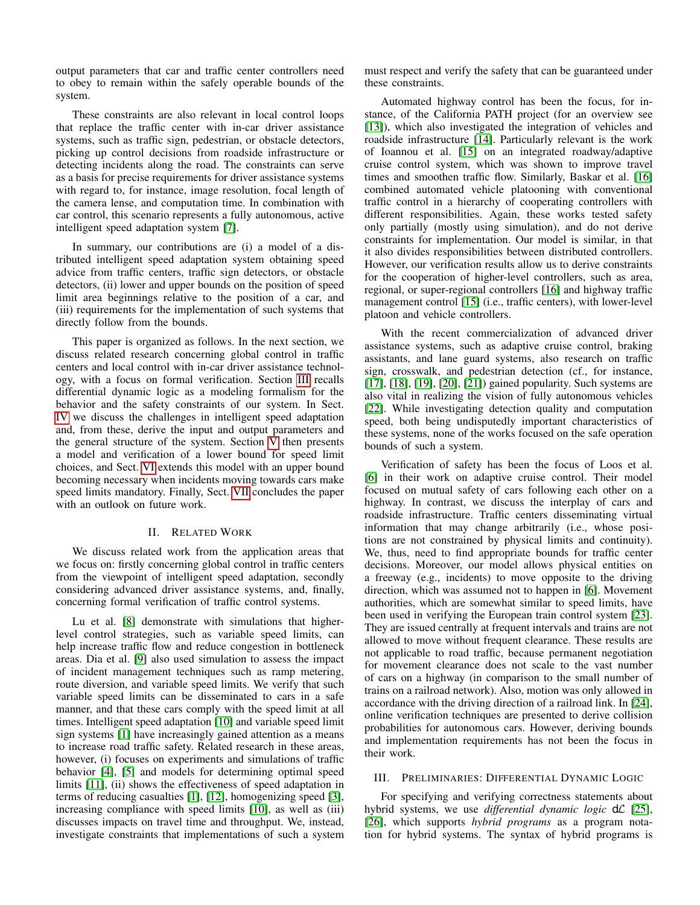output parameters that car and traffic center controllers need to obey to remain within the safely operable bounds of the system.

These constraints are also relevant in local control loops that replace the traffic center with in-car driver assistance systems, such as traffic sign, pedestrian, or obstacle detectors, picking up control decisions from roadside infrastructure or detecting incidents along the road. The constraints can serve as a basis for precise requirements for driver assistance systems with regard to, for instance, image resolution, focal length of the camera lense, and computation time. In combination with car control, this scenario represents a fully autonomous, active intelligent speed adaptation system [7].

In summary, our contributions are (i) a model of a distributed intelligent speed adaptation system obtaining speed advice from traffic centers, traffic sign detectors, or obstacle detectors, (ii) lower and upper bounds on the position of speed limit area beginnings relative to the position of a car, and (iii) requirements for the implementation of such systems that directly follow from the bounds.

This paper is organized as follows. In the next section, we discuss related research concerning global control in traffic centers and local control with in-car driver assistance technology, with a focus on formal verification. Section III recalls differential dynamic logic as a modeling formalism for the behavior and the safety constraints of our system. In Sect. IV we discuss the challenges in intelligent speed adaptation and, from these, derive the input and output parameters and the general structure of the system. Section V then presents a model and verification of a lower bound for speed limit choices, and Sect. VI extends this model with an upper bound becoming necessary when incidents moving towards cars make speed limits mandatory. Finally, Sect. VII concludes the paper with an outlook on future work.

## II. Related Work

We discuss related work from the application areas that we focus on: firstly concerning global control in traffic centers from the viewpoint of intelligent speed adaptation, secondly considering advanced driver assistance systems, and, finally, concerning formal verification of traffic control systems.

Lu et al. [8] demonstrate with simulations that higher-level control strategies, such as variable speed limits, can help increase traffic flow and reduce congestion in bottleneck areas. Dia et al. [9] also used simulation to assess the impact of incident management techniques such as ramp metering, route diversion, and variable speed limits. We verify that such variable speed limits can be disseminated to cars in a safe manner, and that these cars comply with the speed limit at all times. Intelligent speed adaptation [10] and variable speed limit sign systems [1] have increasingly gained attention as a means to increase road traffic safety. Related research in these areas, however, (i) focuses on experiments and simulations of traffic behavior [4], [5] and models for determining optimal speed limits [11], (ii) shows the effectiveness of speed adaptation in terms of reducing casualties [1], [12], homogenizing speed [3], increasing compliance with speed limits [10], as well as (iii) discusses impacts on travel time and throughput. We, instead, investigate constraints that implementations of such a system must respect and verify the safety that can be guaranteed under these constraints.

Automated highway control has been the focus, for instance, of the California PATH project (for an overview see [13]), which also investigated the integration of vehicles and roadside infrastructure [14]. Particularly relevant is the work of Ioannou et al. [15] on an integrated roadway/adaptive cruise control system, which was shown to improve travel times and smoothen traffic flow. Similarly, Baskar et al. [16] combined automated vehicle platooning with conventional traffic control in a hierarchy of cooperating controllers with different responsibilities. Again, these works tested safety only partially (mostly using simulation), and do not derive constraints for implementation. Our model is similar, in that it also divides responsibilities between distributed controllers. However, our verification results allow us to derive constraints for the cooperation of higher-level controllers, such as area, regional, or super-regional controllers [16] and highway traffic management control [15] (i.e., traffic centers), with lower-level platoon and vehicle controllers.

With the recent commercialization of advanced driver assistance systems, such as adaptive cruise control, braking assistants, and lane guard systems, also research on traffic sign, crosswalk, and pedestrian detection (cf., for instance, [17], [18], [19], [20], [21]) gained popularity. Such systems are also vital in realizing the vision of fully autonomous vehicles [22]. While investigating detection quality and computation speed, both being undisputedly important characteristics of these systems, none of the works focused on the safe operation bounds of such a system.

Verification of safety has been the focus of Loos et al. [6] in their work on adaptive cruise control. Their model focused on mutual safety of cars following each other on a highway. In contrast, we discuss the interplay of cars and roadside infrastructure. Traffic centers disseminating virtual information that may change arbitrarily (i.e., whose positions are not constrained by physical limits and continuity). We, thus, need to find appropriate bounds for traffic center decisions. Moreover, our model allows physical entities on a freeway (e.g., incidents) to move opposite to the driving direction, which was assumed not to happen in [6]. Movement authorities, which are somewhat similar to speed limits, have been used in verifying the European train control system [23]. They are issued centrally at frequent intervals and trains are not allowed to move without frequent clearance. These results are not applicable to road traffic, because permanent negotiation for movement clearance does not scale to the vast number of cars on a highway (in comparison to the small number of trains on a railroad network). Also, motion was only allowed in accordance with the driving direction of a railroad link. In [24], online verification techniques are presented to derive collision probabilities for autonomous cars. However, deriving bounds and implementation requirements has not been the focus in their work.

## III. Preliminaries: Differential Dynamic Logic

For specifying and verifying correctness statements about hybrid systems, we use *differential dynamic logic* $d\mathcal{L}$ [25], [26], which supports *hybrid programs* as a program notation for hybrid systems. The syntax of hybrid programs is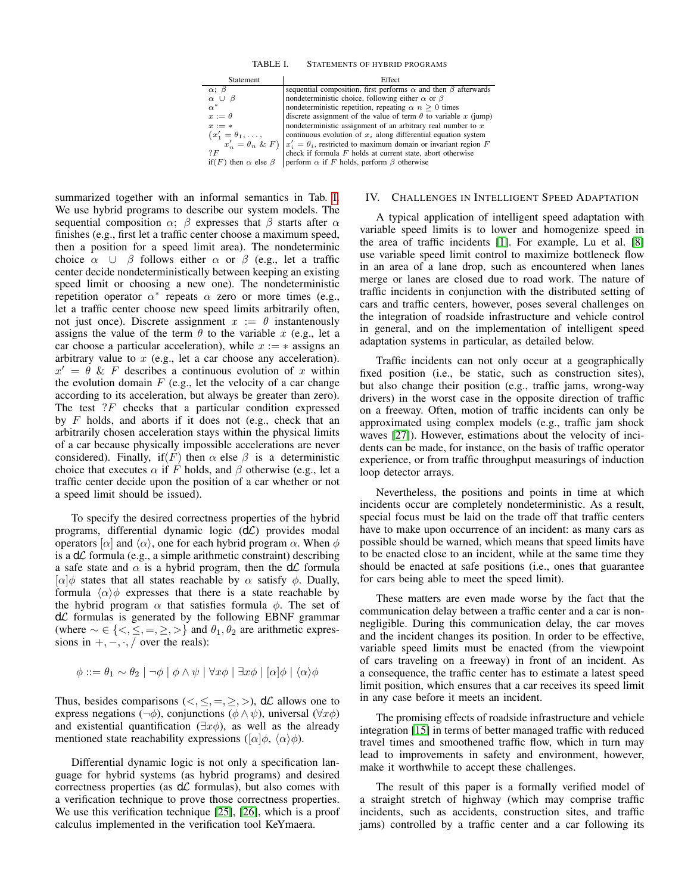TABLE I. STATEMENTS OF HYBRID PROGRAMS

| Statement | Effect |
|---|---|
| $\alpha;\ \beta$ | sequential composition, first performs $\alpha$ and then $\beta$ afterwards |
| $\alpha\ \cup\ \beta$ | nondeterministic choice, following either $\alpha$ or $\beta$ |
| $\alpha^*$ | nondeterministic repetition, repeating $\alpha$ $n \geq 0$ times |
| $x := \theta$ | discrete assignment of the value of term $\theta$ to variable $x$ (jump) |
| $x := *$ | nondeterministic assignment of an arbitrary real number to $x$ |
| $(x_1' = \theta_1, \ldots, x_n' = \theta_n\ \&\ F)$ | continuous evolution of $x_i$ along differential equation system $x_i' = \theta_i$, restricted to maximum domain or invariant region $F$ |
| $?F$ | check if formula $F$ holds at current state, abort otherwise |
| if$(F)$ then $\alpha$ else $\beta$ | perform $\alpha$ if $F$ holds, perform $\beta$ otherwise |

summarized together with an informal semantics in Tab. I. We use hybrid programs to describe our system models. The sequential composition $\alpha;\ \beta$ expresses that $\beta$ starts after $\alpha$ finishes (e.g., first let a traffic center choose a maximum speed, then a position for a speed limit area). The nondeterminic choice $\alpha\ \cup\ \beta$ follows either $\alpha$ or $\beta$ (e.g., let a traffic center decide nondeterministically between keeping an existing speed limit or choosing a new one). The nondeterministic repetition operator $\alpha^*$ repeats $\alpha$ zero or more times (e.g., let a traffic center choose new speed limits arbitrarily often, not just once). Discrete assignment $x := \theta$ instantaneously assigns the value of the term $\theta$ to the variable $x$ (e.g., let a car choose a particular acceleration), while $x := *$ assigns an arbitrary value to $x$ (e.g., let a car choose any acceleration). $x' = \theta\ \&\ F$ describes a continuous evolution of $x$ within the evolution domain $F$ (e.g., let the velocity of a car change according to its acceleration, but always be greater than zero). The test $?F$ checks that a particular condition expressed by $F$ holds, and aborts if it does not (e.g., check that an arbitrarily chosen acceleration stays within the physical limits of a car because physically impossible accelerations are never considered). Finally, if$(F)$ then $\alpha$ else $\beta$ is a deterministic choice that executes $\alpha$ if $F$ holds, and $\beta$ otherwise (e.g., let a traffic center decide upon the position of a car whether or not a speed limit should be issued).

To specify the desired correctness properties of the hybrid programs, differential dynamic logic (d$\mathcal{L}$) provides modal operators $[\alpha]$ and $\langle\alpha\rangle$, one for each hybrid program $\alpha$. When $\phi$ is a d$\mathcal{L}$ formula (e.g., a simple arithmetic constraint) describing a safe state and $\alpha$ is a hybrid program, then the d$\mathcal{L}$ formula $[\alpha]\phi$ states that all states reachable by $\alpha$ satisfy $\phi$. Dually, formula $\langle\alpha\rangle\phi$ expresses that there is a state reachable by the hybrid program $\alpha$ that satisfies formula $\phi$. The set of d$\mathcal{L}$ formulas is generated by the following EBNF grammar (where $\sim \in \{<, \leq, =, \geq, >\}$ and $\theta_1, \theta_2$ are arithmetic expressions in $+, -, \cdot, /$ over the reals):

$$\phi ::= \theta_1 \sim \theta_2 \mid \neg\phi \mid \phi \wedge \psi \mid \forall x \phi \mid \exists x \phi \mid [\alpha]\phi \mid \langle\alpha\rangle\phi$$

Thus, besides comparisons ($<, \leq, =, \geq, >$), d$\mathcal{L}$ allows one to express negations ($\neg\phi$), conjunctions ($\phi \wedge \psi$), universal ($\forall x \phi$) and existential quantification ($\exists x \phi$), as well as the already mentioned state reachability expressions ($[\alpha]\phi$, $\langle\alpha\rangle\phi$).

Differential dynamic logic is not only a specification language for hybrid systems (as hybrid programs) and desired correctness properties (as d$\mathcal{L}$ formulas), but also comes with a verification technique to prove those correctness properties. We use this verification technique [25], [26], which is a proof calculus implemented in the verification tool KeYmaera.

## IV. CHALLENGES IN INTELLIGENT SPEED ADAPTATION

A typical application of intelligent speed adaptation with variable speed limits is to lower and homogenize speed in the area of traffic incidents [1]. For example, Lu et al. [8] use variable speed limit control to maximize bottleneck flow in an area of a lane drop, such as encountered when lanes merge or lanes are closed due to road work. The nature of traffic incidents in conjunction with the distributed setting of cars and traffic centers, however, poses several challenges on the integration of roadside infrastructure and vehicle control in general, and on the implementation of intelligent speed adaptation systems in particular, as detailed below.

Traffic incidents can not only occur at a geographically fixed position (i.e., be static, such as construction sites), but also change their position (e.g., traffic jams, wrong-way drivers) in the worst case in the opposite direction of traffic on a freeway. Often, motion of traffic incidents can only be approximated using complex models (e.g., traffic jam shock waves [27]). However, estimations about the velocity of incidents can be made, for instance, on the basis of traffic operator experience, or from traffic throughput measurings of induction loop detector arrays.

Nevertheless, the positions and points in time at which incidents occur are completely nondeterministic. As a result, special focus must be laid on the trade off that traffic centers have to make upon occurrence of an incident: as many cars as possible should be warned, which means that speed limits have to be enacted close to an incident, while at the same time they should be enacted at safe positions (i.e., ones that guarantee for cars being able to meet the speed limit).

These matters are even made worse by the fact that the communication delay between a traffic center and a car is non-negligible. During this communication delay, the car moves and the incident changes its position. In order to be effective, variable speed limits must be enacted (from the viewpoint of cars traveling on a freeway) in front of an incident. As a consequence, the traffic center has to estimate a latest speed limit position, which ensures that a car receives its speed limit in any case before it meets an incident.

The promising effects of roadside infrastructure and vehicle integration [15] in terms of better managed traffic with reduced travel times and smoothened traffic flow, which in turn may lead to improvements in safety and environment, however, make it worthwhile to accept these challenges.

The result of this paper is a formally verified model of a straight stretch of highway (which may comprise traffic incidents, such as accidents, construction sites, and traffic jams) controlled by a traffic center and a car following its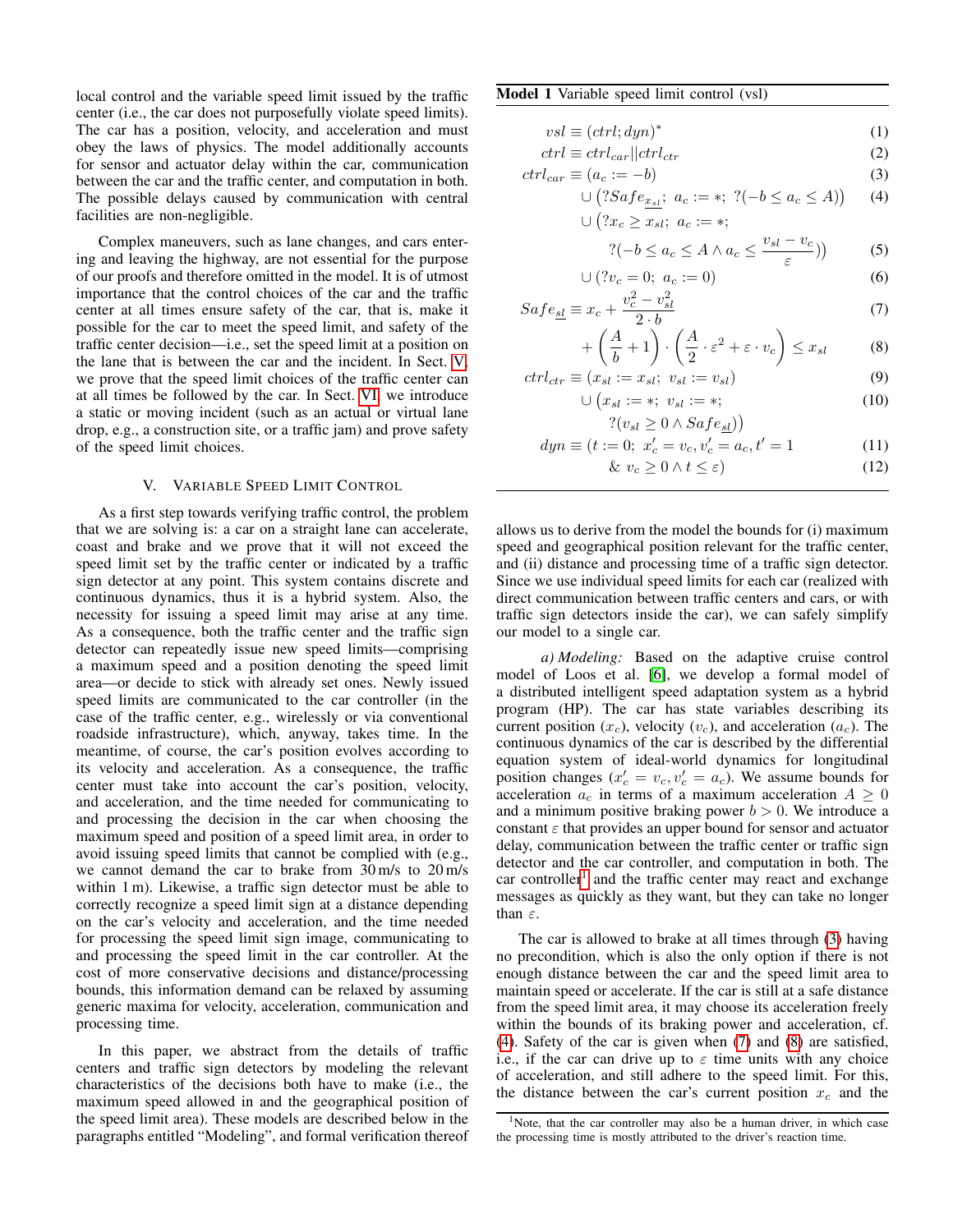local control and the variable speed limit issued by the traffic center (i.e., the car does not purposefully violate speed limits). The car has a position, velocity, and acceleration and must obey the laws of physics. The model additionally accounts for sensor and actuator delay within the car, communication between the car and the traffic center, and computation in both. The possible delays caused by communication with central facilities are non-negligible.

Complex maneuvers, such as lane changes, and cars entering and leaving the highway, are not essential for the purpose of our proofs and therefore omitted in the model. It is of utmost importance that the control choices of the car and the traffic center at all times ensure safety of the car, that is, make it possible for the car to meet the speed limit, and safety of the traffic center decision—i.e., set the speed limit at a position on the lane that is between the car and the incident. In Sect. V, we prove that the speed limit choices of the traffic center can at all times be followed by the car. In Sect. VI, we introduce a static or moving incident (such as an actual or virtual lane drop, e.g., a construction site, or a traffic jam) and prove safety of the speed limit choices.

## V. Variable Speed Limit Control

As a first step towards verifying traffic control, the problem that we are solving is: a car on a straight lane can accelerate, coast and brake and we prove that it will not exceed the speed limit set by the traffic center or indicated by a traffic sign detector at any point. This system contains discrete and continuous dynamics, thus it is a hybrid system. Also, the necessity for issuing a speed limit may arise at any time. As a consequence, both the traffic center and the traffic sign detector can repeatedly issue new speed limits—comprising a maximum speed and a position denoting the speed limit area—or decide to stick with already set ones. Newly issued speed limits are communicated to the car controller (in the case of the traffic center, e.g., wirelessly or via conventional roadside infrastructure), which, anyway, takes time. In the meantime, of course, the car's position evolves according to its velocity and acceleration. As a consequence, the traffic center must take into account the car's position, velocity, and acceleration, and the time needed for communicating to and processing the decision in the car when choosing the maximum speed and position of a speed limit area, in order to avoid issuing speed limits that cannot be complied with (e.g., we cannot demand the car to brake from 30 m/s to 20 m/s within 1 m). Likewise, a traffic sign detector must be able to correctly recognize a speed limit sign at a distance depending on the car's velocity and acceleration, and the time needed for processing the speed limit sign image, communicating to and processing the speed limit in the car controller. At the cost of more conservative decisions and distance/processing bounds, this information demand can be relaxed by assuming generic maxima for velocity, acceleration, communication and processing time.

In this paper, we abstract from the details of traffic centers and traffic sign detectors by modeling the relevant characteristics of the decisions both have to make (i.e., the maximum speed allowed in and the geographical position of the speed limit area). These models are described below in the paragraphs entitled "Modeling", and formal verification thereof allows us to derive from the model the bounds for (i) maximum speed and geographical position relevant for the traffic center, and (ii) distance and processing time of a traffic sign detector. Since we use individual speed limits for each car (realized with direct communication between traffic centers and cars, or with traffic sign detectors inside the car), we can safely simplify our model to a single car.

**Model 1** Variable speed limit control (vsl)

$$vsl \equiv (ctrl; dyn)^* \tag{1}$$
$$ctrl \equiv ctrl_{car} || ctrl_{ctr} \tag{2}$$
$$ctrl_{car} \equiv (a_c := -b) \tag{3}$$
$$\cup \left(?Safe_{\underline{x_{sl}}};\ a_c := *;\ ?(-b \leq a_c \leq A)\right) \tag{4}$$
$$\cup \left(?x_c \geq x_{sl};\ a_c := *;\ ?(-b \leq a_c \leq A \wedge a_c \leq \frac{v_{sl} - v_c}{\varepsilon})\right) \tag{5}$$
$$\cup (?v_c = 0;\ a_c := 0) \tag{6}$$
$$Safe_{\underline{sl}} \equiv x_c + \frac{v_c^2 - v_{sl}^2}{2 \cdot b} \tag{7}$$
$$+ \left(\frac{A}{b} + 1\right) \cdot \left(\frac{A}{2} \cdot \varepsilon^2 + \varepsilon \cdot v_c\right) \leq x_{sl} \tag{8}$$
$$ctrl_{ctr} \equiv (x_{sl} := x_{sl};\ v_{sl} := v_{sl}) \tag{9}$$
$$\cup \left(x_{sl} := *;\ v_{sl} := *;\ ?(v_{sl} \geq 0 \wedge Safe_{\underline{sl}})\right) \tag{10}$$
$$dyn \equiv (t := 0;\ x_c' = v_c, v_c' = a_c, t' = 1 \tag{11}$$
$$\&\ v_c \geq 0 \wedge t \leq \varepsilon) \tag{12}$$

*a) Modeling:* Based on the adaptive cruise control model of Loos et al. [6], we develop a formal model of a distributed intelligent speed adaptation system as a hybrid program (HP). The car has state variables describing its current position ($x_c$), velocity ($v_c$), and acceleration ($a_c$). The continuous dynamics of the car is described by the differential equation system of ideal-world dynamics for longitudinal position changes ($x_c' = v_c, v_c' = a_c$). We assume bounds for acceleration $a_c$ in terms of a maximum acceleration $A \geq 0$ and a minimum positive braking power $b > 0$. We introduce a constant $\varepsilon$ that provides an upper bound for sensor and actuator delay, communication between the traffic center or traffic sign detector and the car controller, and computation in both. The car controller[1] and the traffic center may react and exchange messages as quickly as they want, but they can take no longer than $\varepsilon$.

The car is allowed to brake at all times through (3) having no precondition, which is also the only option if there is not enough distance between the car and the speed limit area to maintain speed or accelerate. If the car is still at a safe distance from the speed limit area, it may choose its acceleration freely within the bounds of its braking power and acceleration, cf. (4). Safety of the car is given when (7) and (8) are satisfied, i.e., if the car can drive up to $\varepsilon$ time units with any choice of acceleration, and still adhere to the speed limit. For this, the distance between the car's current position $x_c$ and the

[1] Note, that the car controller may also be a human driver, in which case the processing time is mostly attributed to the driver's reaction time.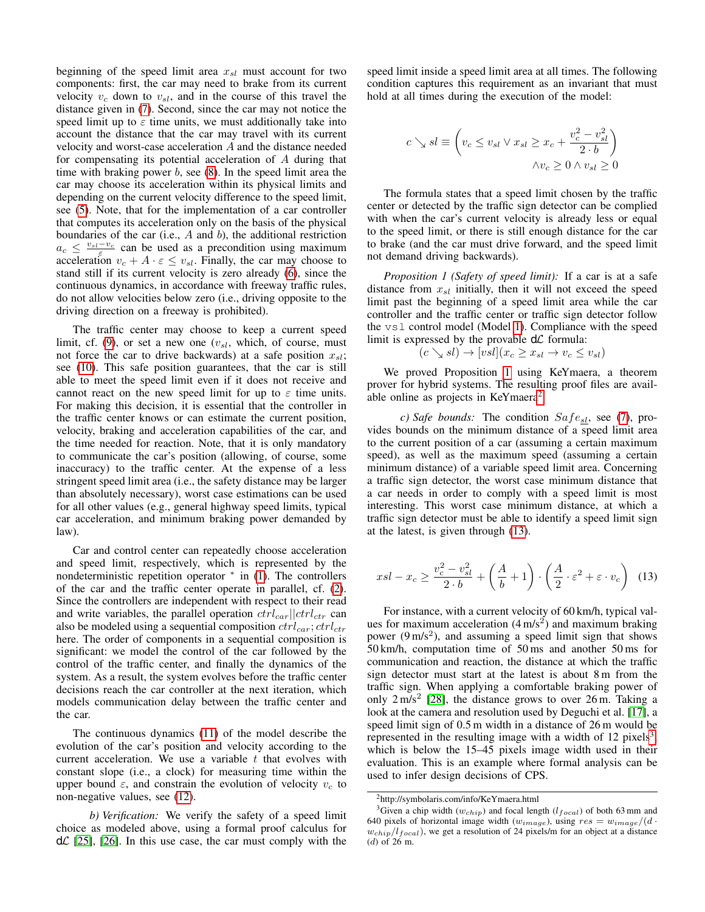beginning of the speed limit area $x_{sl}$ must account for two components: first, the car may need to brake from its current velocity $v_c$ down to $v_{sl}$, and in the course of this travel the distance given in (7). Second, since the car may not notice the speed limit up to $\varepsilon$ time units, we must additionally take into account the distance that the car may travel with its current velocity and worst-case acceleration $A$ and the distance needed for compensating its potential acceleration of $A$ during that time with braking power $b$, see (8). In the speed limit area the car may choose its acceleration within its physical limits and depending on the current velocity difference to the speed limit, see (5). Note, that for the implementation of a car controller that computes its acceleration only on the basis of the physical boundaries of the car (i.e., $A$ and $b$), the additional restriction $a_c \le \frac{v_{sl}-v_c}{\varepsilon}$ can be used as a precondition using maximum acceleration $v_c + A \cdot \varepsilon \le v_{sl}$. Finally, the car may choose to stand still if its current velocity is zero already (6), since the continuous dynamics, in accordance with freeway traffic rules, do not allow velocities below zero (i.e., driving opposite to the driving direction on a freeway is prohibited).

The traffic center may choose to keep a current speed limit, cf. (9), or set a new one ($v_{sl}$, which, of course, must not force the car to drive backwards) at a safe position $x_{sl}$; see (10). This safe position guarantees, that the car is still able to meet the speed limit even if it does not receive and cannot react on the new speed limit for up to $\varepsilon$ time units. For making this decision, it is essential that the controller in the traffic center knows or can estimate the current position, velocity, braking and acceleration capabilities of the car, and the time needed for reaction. Note, that it is only mandatory to communicate the car's position (allowing, of course, some inaccuracy) to the traffic center. At the expense of a less stringent speed limit area (i.e., the safety distance may be larger than absolutely necessary), worst case estimations can be used for all other values (e.g., general highway speed limits, typical car acceleration, and minimum braking power demanded by law).

Car and control center can repeatedly choose acceleration and speed limit, respectively, which is represented by the nondeterministic repetition operator $^*$ in (1). The controllers of the car and the traffic center operate in parallel, cf. (2). Since the controllers are independent with respect to their read and write variables, the parallel operation $ctrl_{car} || ctrl_{ctr}$ can also be modeled using a sequential composition $ctrl_{car}; ctrl_{ctr}$ here. The order of components in a sequential composition is significant: we model the control of the car followed by the control of the traffic center, and finally the dynamics of the system. As a result, the system evolves before the traffic center decisions reach the car controller at the next iteration, which models communication delay between the traffic center and the car.

The continuous dynamics (11) of the model describe the evolution of the car's position and velocity according to the current acceleration. We use a variable $t$ that evolves with constant slope (i.e., a clock) for measuring time within the upper bound $\varepsilon$, and constrain the evolution of velocity $v_c$ to non-negative values, see (12).

*b) Verification:* We verify the safety of a speed limit choice as modeled above, using a formal proof calculus for d$\mathcal{L}$ [25], [26]. In this use case, the car must comply with the speed limit inside a speed limit area at all times. The following condition captures this requirement as an invariant that must hold at all times during the execution of the model:

$$c \searrow sl \equiv \left( v_c \le v_{sl} \lor x_{sl} \ge x_c + \frac{v_c^2 - v_{sl}^2}{2 \cdot b} \right) \land v_c \ge 0 \land v_{sl} \ge 0$$

The formula states that a speed limit chosen by the traffic center or detected by the traffic sign detector can be complied with when the car's current velocity is already less or equal to the speed limit, or there is still enough distance for the car to brake (and the car must drive forward, and the speed limit not demand driving backwards).

*Proposition 1 (Safety of speed limit):* If a car is at a safe distance from $x_{sl}$ initially, then it will not exceed the speed limit past the beginning of a speed limit area while the car controller and the traffic center or traffic sign detector follow the `vsl` control model (Model 1). Compliance with the speed limit is expressed by the provable d$\mathcal{L}$ formula:

$$(c \searrow sl) \rightarrow [vsl](x_c \ge x_{sl} \rightarrow v_c \le v_{sl})$$

We proved Proposition 1 using KeYmaera, a theorem prover for hybrid systems. The resulting proof files are available online as projects in KeYmaera[2].

*c) Safe bounds:* The condition $Safe_{sl}$, see (7), provides bounds on the minimum distance of a speed limit area to the current position of a car (assuming a certain maximum speed), as well as the maximum speed (assuming a certain minimum distance) of a variable speed limit area. Concerning a traffic sign detector, the worst case minimum distance that a car needs in order to comply with a speed limit is most interesting. This worst case minimum distance, at which a traffic sign detector must be able to identify a speed limit sign at the latest, is given through (13).

$$xsl - x_c \ge \frac{v_c^2 - v_{sl}^2}{2 \cdot b} + \left( \frac{A}{b} + 1 \right) \cdot \left( \frac{A}{2} \cdot \varepsilon^2 + \varepsilon \cdot v_c \right) \quad (13)$$

For instance, with a current velocity of 60 km/h, typical values for maximum acceleration (4 m/s$^2$) and maximum braking power (9 m/s$^2$), and assuming a speed limit sign that shows 50 km/h, computation time of 50 ms and another 50 ms for communication and reaction, the distance at which the traffic sign detector must start at the latest is about 8 m from the traffic sign. When applying a comfortable braking power of only 2 m/s$^2$ [28], the distance grows to over 26 m. Taking a look at the camera and resolution used by Deguchi et al. [17], a speed limit sign of 0.5 m width in a distance of 26 m would be represented in the resulting image with a width of 12 pixels[3], which is below the 15–45 pixels image width used in their evaluation. This is an example where formal analysis can be used to infer design decisions of CPS.

[2] http://symbolaris.com/info/KeYmaera.html

[3] Given a chip width ($w_{chip}$) and focal length ($l_{focal}$) of both 63 mm and 640 pixels of horizontal image width ($w_{image}$), using $res = w_{image}/(d \cdot w_{chip}/l_{focal})$, we get a resolution of 24 pixels/m for an object at a distance ($d$) of 26 m.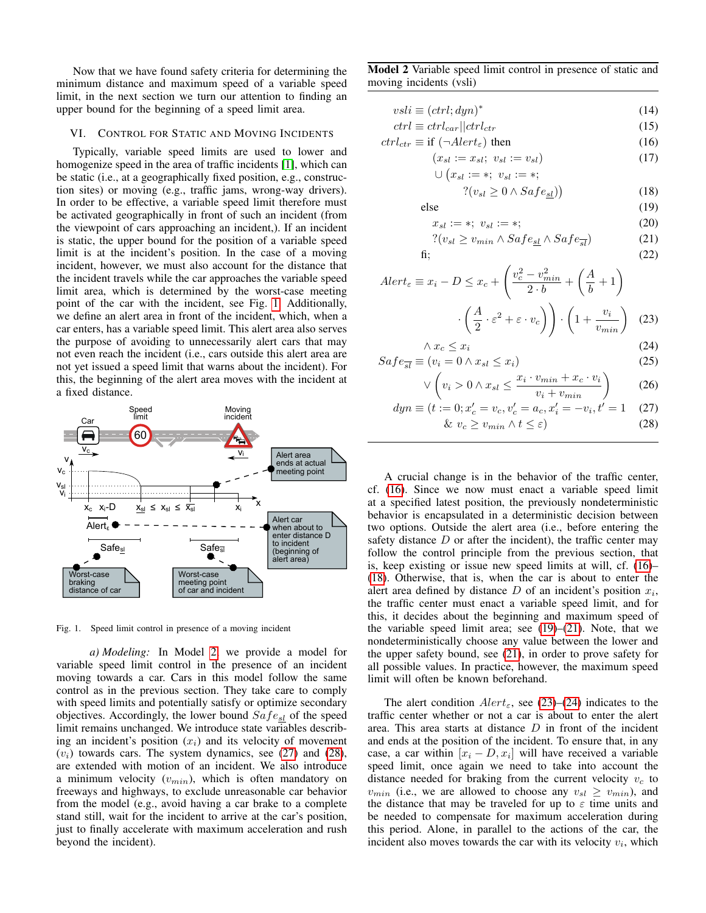Now that we have found safety criteria for determining the minimum distance and maximum speed of a variable speed limit, in the next section we turn our attention to finding an upper bound for the beginning of a speed limit area.

## VI. Control for Static and Moving Incidents

Typically, variable speed limits are used to lower and homogenize speed in the area of traffic incidents [1], which can be static (i.e., at a geographically fixed position, e.g., construction sites) or moving (e.g., traffic jams, wrong-way drivers). In order to be effective, a variable speed limit therefore must be activated geographically in front of such an incident (from the viewpoint of cars approaching an incident,). If an incident is static, the upper bound for the position of a variable speed limit is at the incident's position. In the case of a moving incident, however, we must also account for the distance that the incident travels while the car approaches the variable speed limit area, which is determined by the worst-case meeting point of the car with the incident, see Fig. 1. Additionally, we define an alert area in front of the incident, which, when a car enters, has a variable speed limit. This alert area also serves the purpose of avoiding to unnecessarily alert cars that may not even reach the incident (i.e., cars outside this alert area are not yet issued a speed limit that warns about the incident). For this, the beginning of the alert area moves with the incident at a fixed distance.

Fig. 1. Speed limit control in presence of a moving incident

*a) Modeling:* In Model 2 we provide a model for variable speed limit control in the presence of an incident moving towards a car. Cars in this model follow the same control as in the previous section. They take care to comply with speed limits and potentially satisfy or optimize secondary objectives. Accordingly, the lower bound $Safe_{\underline{sl}}$ of the speed limit remains unchanged. We introduce state variables describing an incident's position ($x_i$) and its velocity of movement ($v_i$) towards cars. The system dynamics, see (27) and (28), are extended with motion of an incident. We also introduce a minimum velocity ($v_{min}$), which is often mandatory on freeways and highways, to exclude unreasonable car behavior from the model (e.g., avoid having a car brake to a complete stand still, wait for the incident to arrive at the car's position, just to finally accelerate with maximum acceleration and rush beyond the incident).

**Model 2** Variable speed limit control in presence of static and moving incidents (vsli)

$$vsli \equiv (ctrl; dyn)^* \tag{14}$$

$$ctrl \equiv ctrl_{car} \| ctrl_{ctr} \tag{15}$$

$$ctrl_{ctr} \equiv \text{if } (\neg Alert_\varepsilon) \text{ then} \tag{16}$$

$$(x_{sl} := x_{sl};\ v_{sl} := v_{sl}) \tag{17}$$

$$\cup \big(x_{sl} := *;\ v_{sl} := *;\ ?(v_{sl} \geq 0 \wedge Safe_{\underline{sl}})\big) \tag{18}$$

$$\text{else} \tag{19}$$

$$x_{sl} := *;\ v_{sl} := *; \tag{20}$$

$$?(v_{sl} \geq v_{min} \wedge Safe_{\underline{sl}} \wedge Safe_{\overline{sl}}) \tag{21}$$

$$\text{fi}; \tag{22}$$

$$Alert_\varepsilon \equiv x_i - D \leq x_c + \left(\frac{v_c^2 - v_{min}^2}{2 \cdot b} + \left(\frac{A}{b} + 1\right)\cdot\left(\frac{A}{2}\cdot\varepsilon^2 + \varepsilon \cdot v_c\right)\right)\cdot\left(1 + \frac{v_i}{v_{min}}\right) \tag{23}$$

$$\wedge\ x_c \leq x_i \tag{24}$$

$$Safe_{\overline{sl}} \equiv (v_i = 0 \wedge x_{sl} \leq x_i) \tag{25}$$

$$\vee \left(v_i > 0 \wedge x_{sl} \leq \frac{x_i \cdot v_{min} + x_c \cdot v_i}{v_i + v_{min}}\right) \tag{26}$$

$$dyn \equiv (t := 0; x_c' = v_c, v_c' = a_c, x_i' = -v_i, t' = 1 \tag{27}$$

$$\&\ v_c \geq v_{min} \wedge t \leq \varepsilon) \tag{28}$$

A crucial change is in the behavior of the traffic center, cf. (16). Since we now must enact a variable speed limit at a specified latest position, the previously nondeterministic behavior is encapsulated in a deterministic decision between two options. Outside the alert area (i.e., before entering the safety distance $D$ or after the incident), the traffic center may follow the control principle from the previous section, that is, keep existing or issue new speed limits at will, cf. (16)–(18). Otherwise, that is, when the car is about to enter the alert area defined by distance $D$ of an incident's position $x_i$, the traffic center must enact a variable speed limit, and for this, it decides about the beginning and maximum speed of the variable speed limit area; see (19)–(21). Note, that we nondeterministically choose any value between the lower and the upper safety bound, see (21), in order to prove safety for all possible values. In practice, however, the maximum speed limit will often be known beforehand.

The alert condition $Alert_\varepsilon$, see (23)–(24) indicates to the traffic center whether or not a car is about to enter the alert area. This area starts at distance $D$ in front of the incident and ends at the position of the incident. To ensure that, in any case, a car within $[x_i - D, x_i]$ will have received a variable speed limit, once again we need to take into account the distance needed for braking from the current velocity $v_c$ to $v_{min}$ (i.e., we are allowed to choose any $v_{sl} \geq v_{min}$), and the distance that may be traveled for up to $\varepsilon$ time units and be needed to compensate for maximum acceleration during this period. Alone, in parallel to the actions of the car, the incident also moves towards the car with its velocity $v_i$, which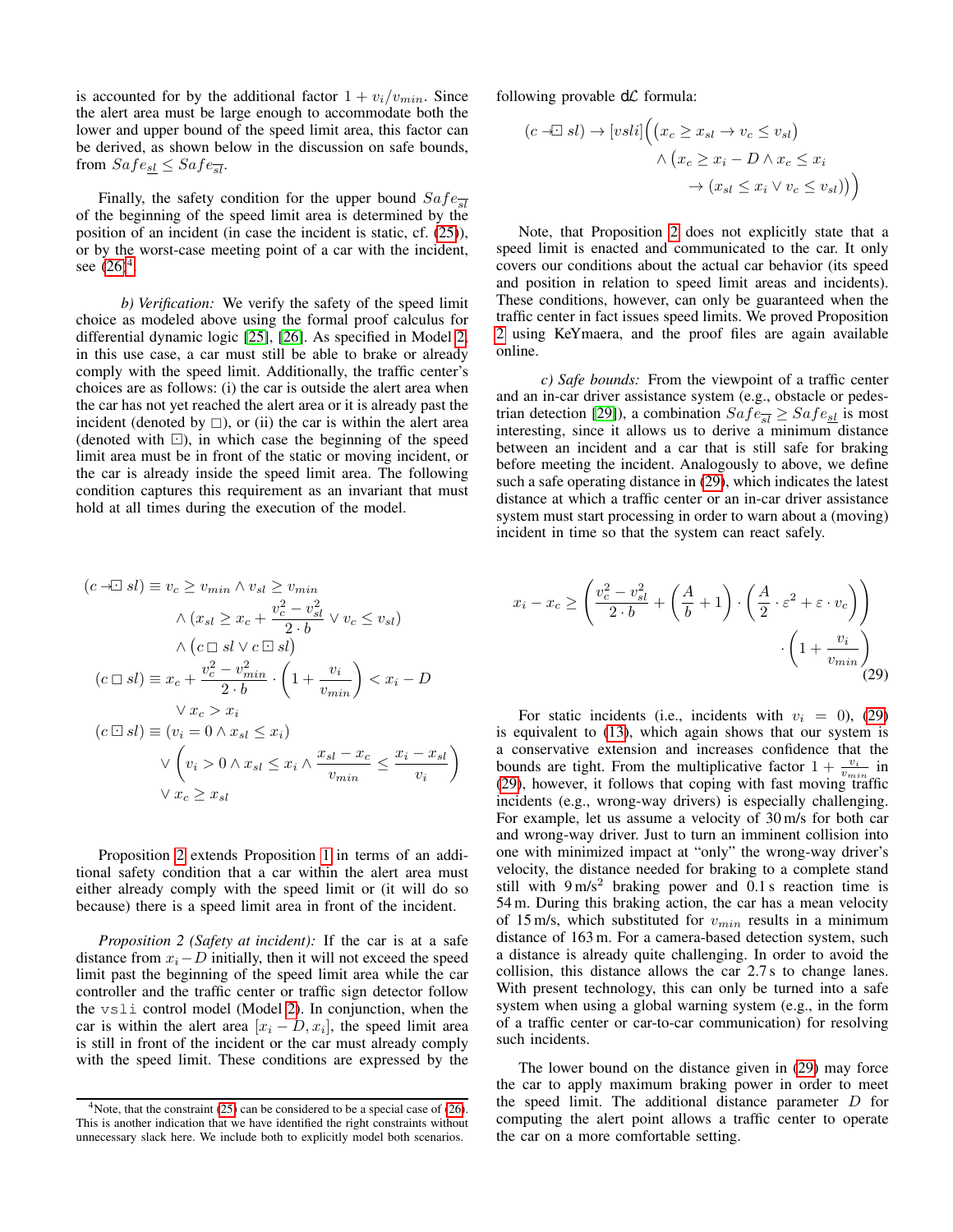is accounted for by the additional factor $1 + v_i/v_{min}$. Since the alert area must be large enough to accommodate both the lower and upper bound of the speed limit area, this factor can be derived, as shown below in the discussion on safe bounds, from $Safe_{\underline{sl}} \leq Safe_{\overline{sl}}$.

Finally, the safety condition for the upper bound $Safe_{\overline{sl}}$ of the beginning of the speed limit area is determined by the position of an incident (in case the incident is static, cf. (25)), or by the worst-case meeting point of a car with the incident, see (26)[4].

*b) Verification:* We verify the safety of the speed limit choice as modeled above using the formal proof calculus for differential dynamic logic [25], [26]. As specified in Model 2, in this use case, a car must still be able to brake or already comply with the speed limit. Additionally, the traffic center's choices are as follows: (i) the car is outside the alert area when the car has not yet reached the alert area or it is already past the incident (denoted by $\Box$), or (ii) the car is within the alert area (denoted with $\boxdot$), in which case the beginning of the speed limit area must be in front of the static or moving incident, or the car is already inside the speed limit area. The following condition captures this requirement as an invariant that must hold at all times during the execution of the model.

$$
\begin{aligned}
(c \dashv\!\boxdot\, sl) \equiv\ & v_c \geq v_{min} \land v_{sl} \geq v_{min} \\
& \land \left(x_{sl} \geq x_c + \frac{v_c^2 - v_{sl}^2}{2 \cdot b} \lor v_c \leq v_{sl}\right) \\
& \land \left(c \Box sl \lor c \boxdot sl\right) \\
(c \Box sl) \equiv\ & x_c + \frac{v_c^2 - v_{min}^2}{2 \cdot b} \cdot \left(1 + \frac{v_i}{v_{min}}\right) < x_i - D \\
& \lor x_c > x_i \\
(c \boxdot sl) \equiv\ & (v_i = 0 \land x_{sl} \leq x_i) \\
& \lor \left(v_i > 0 \land x_{sl} \leq x_i \land \frac{x_{sl} - x_c}{v_{min}} \leq \frac{x_i - x_{sl}}{v_i}\right) \\
& \lor x_c \geq x_{sl}
\end{aligned}
$$

Proposition 2 extends Proposition 1 in terms of an additional safety condition that a car within the alert area must either already comply with the speed limit or (it will do so because) there is a speed limit area in front of the incident.

*Proposition 2 (Safety at incident):* If the car is at a safe distance from $x_i - D$ initially, then it will not exceed the speed limit past the beginning of the speed limit area while the car controller and the traffic center or traffic sign detector follow the `vsli` control model (Model 2). In conjunction, when the car is within the alert area $[x_i - D, x_i]$, the speed limit area is still in front of the incident or the car must already comply with the speed limit. These conditions are expressed by the following provable d$\mathcal{L}$ formula:

$$
\begin{aligned}
(c \dashv\!\boxdot\, sl) \rightarrow [vsli]\Big( & \left(x_c \geq x_{sl} \rightarrow v_c \leq v_{sl}\right) \\
& \land \big(x_c \geq x_i - D \land x_c \leq x_i \\
& \qquad \rightarrow (x_{sl} \leq x_i \lor v_c \leq v_{sl})\big)\Big)
\end{aligned}
$$

Note, that Proposition 2 does not explicitly state that a speed limit is enacted and communicated to the car. It only covers our conditions about the actual car behavior (its speed and position in relation to speed limit areas and incidents). These conditions, however, can only be guaranteed when the traffic center in fact issues speed limits. We proved Proposition 2 using KeYmaera, and the proof files are again available online.

*c) Safe bounds:* From the viewpoint of a traffic center and an in-car driver assistance system (e.g., obstacle or pedestrian detection [29]), a combination $Safe_{\overline{sl}} \geq Safe_{\underline{sl}}$ is most interesting, since it allows us to derive a minimum distance between an incident and a car that is still safe for braking before meeting the incident. Analogously to above, we define such a safe operating distance in (29), which indicates the latest distance at which a traffic center or an in-car driver assistance system must start processing in order to warn about a (moving) incident in time so that the system can react safely.

$$
x_i - x_c \geq \left(\frac{v_c^2 - v_{sl}^2}{2 \cdot b} + \left(\frac{A}{b} + 1\right) \cdot \left(\frac{A}{2} \cdot \varepsilon^2 + \varepsilon \cdot v_c\right)\right) \cdot \left(1 + \frac{v_i}{v_{min}}\right) \tag{29}
$$

For static incidents (i.e., incidents with $v_i = 0$), (29) is equivalent to (13), which again shows that our system is a conservative extension and increases confidence that the bounds are tight. From the multiplicative factor $1 + \frac{v_i}{v_{min}}$ in (29), however, it follows that coping with fast moving traffic incidents (e.g., wrong-way drivers) is especially challenging. For example, let us assume a velocity of 30 m/s for both car and wrong-way driver. Just to turn an imminent collision into one with minimized impact at "only" the wrong-way driver's velocity, the distance needed for braking to a complete stand still with 9 m/s$^2$ braking power and 0.1 s reaction time is 54 m. During this braking action, the car has a mean velocity of 15 m/s, which substituted for $v_{min}$ results in a minimum distance of 163 m. For a camera-based detection system, such a distance is already quite challenging. In order to avoid the collision, this distance allows the car 2.7 s to change lanes. With present technology, this can only be turned into a safe system when using a global warning system (e.g., in the form of a traffic center or car-to-car communication) for resolving such incidents.

The lower bound on the distance given in (29) may force the car to apply maximum braking power in order to meet the speed limit. The additional distance parameter $D$ for computing the alert point allows a traffic center to operate the car on a more comfortable setting.

[4] Note, that the constraint (25) can be considered to be a special case of (26). This is another indication that we have identified the right constraints without unnecessary slack here. We include both to explicitly model both scenarios.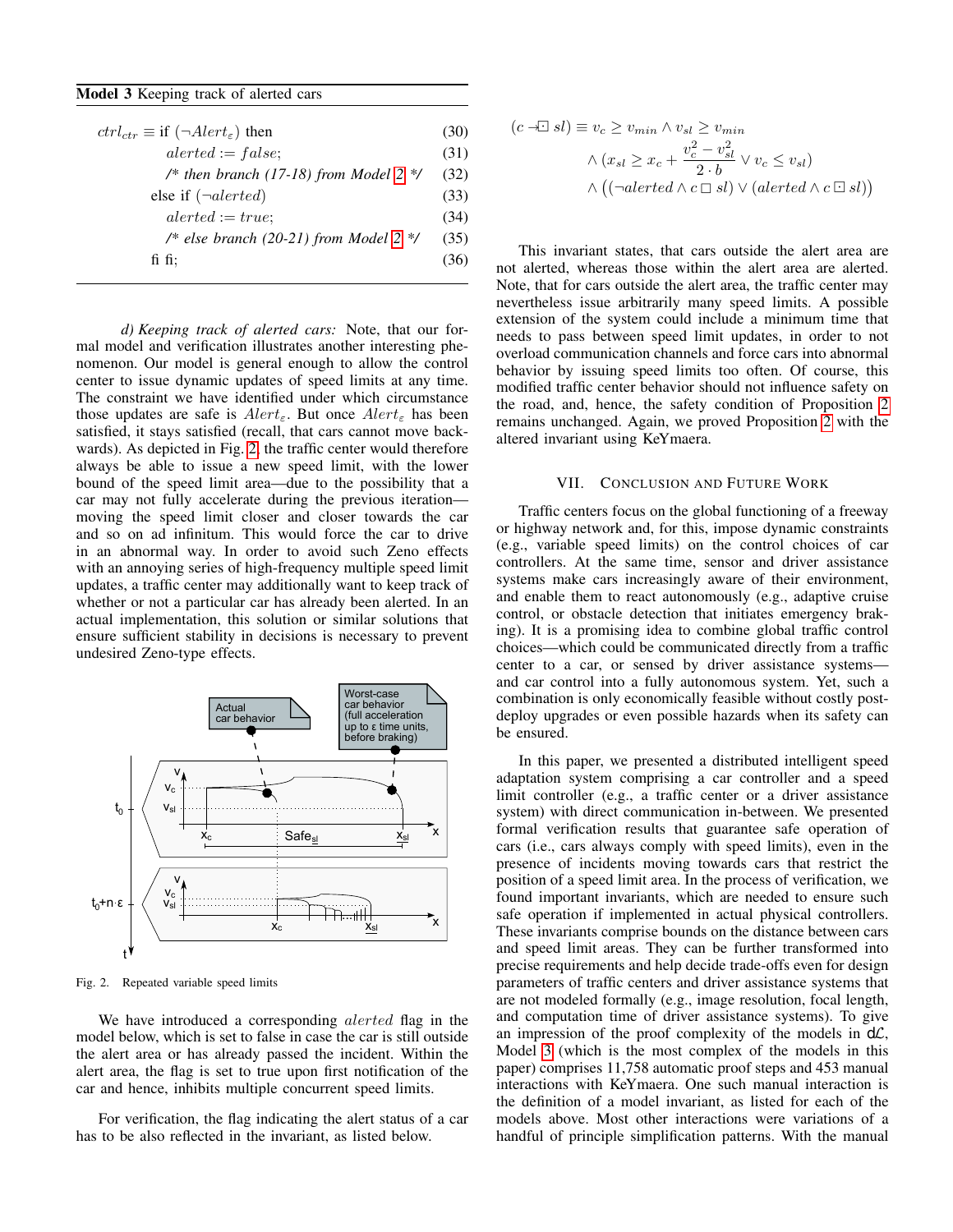**Model 3** Keeping track of alerted cars

$$
\begin{aligned}
ctrl_{ctr} \equiv\ & \text{if } (\neg Alert_\varepsilon) \text{ then} && (30)\\
& \quad alerted := false; && (31)\\
& \quad \text{/* then branch (17-18) from Model 2 */} && (32)\\
& \text{else if } (\neg alerted) && (33)\\
& \quad alerted := true; && (34)\\
& \quad \text{/* else branch (20-21) from Model 2 */} && (35)\\
& \text{fi fi;} && (36)
\end{aligned}
$$

*d) Keeping track of alerted cars:* Note, that our formal model and verification illustrates another interesting phenomenon. Our model is general enough to allow the control center to issue dynamic updates of speed limits at any time. The constraint we have identified under which circumstance those updates are safe is $Alert_\varepsilon$. But once $Alert_\varepsilon$ has been satisfied, it stays satisfied (recall, that cars cannot move backwards). As depicted in Fig. 2, the traffic center would therefore always be able to issue a new speed limit, with the lower bound of the speed limit area—due to the possibility that a car may not fully accelerate during the previous iteration—moving the speed limit closer and closer towards the car and so on ad infinitum. This would force the car to drive in an abnormal way. In order to avoid such Zeno effects with an annoying series of high-frequency multiple speed limit updates, a traffic center may additionally want to keep track of whether or not a particular car has already been alerted. In an actual implementation, this solution or similar solutions that ensure sufficient stability in decisions is necessary to prevent undesired Zeno-type effects.

Fig. 2. Repeated variable speed limits

We have introduced a corresponding $alerted$ flag in the model below, which is set to false in case the car is still outside the alert area or has already passed the incident. Within the alert area, the flag is set to true upon first notification of the car and hence, inhibits multiple concurrent speed limits.

For verification, the flag indicating the alert status of a car has to be also reflected in the invariant, as listed below.

$$
\begin{aligned}
(c \dashv\!\boxdot\, sl) \equiv\ & v_c \geq v_{min} \wedge v_{sl} \geq v_{min}\\
& \wedge \left(x_{sl} \geq x_c + \frac{v_c^2 - v_{sl}^2}{2 \cdot b} \vee v_c \leq v_{sl}\right)\\
& \wedge \big((\neg alerted \wedge c \,\square\, sl) \vee (alerted \wedge c \boxdot sl)\big)
\end{aligned}
$$

This invariant states, that cars outside the alert area are not alerted, whereas those within the alert area are alerted. Note, that for cars outside the alert area, the traffic center may nevertheless issue arbitrarily many speed limits. A possible extension of the system could include a minimum time that needs to pass between speed limit updates, in order to not overload communication channels and force cars into abnormal behavior by issuing speed limits too often. Of course, this modified traffic center behavior should not influence safety on the road, and, hence, the safety condition of Proposition 2 remains unchanged. Again, we proved Proposition 2 with the altered invariant using KeYmaera.

## VII. Conclusion and Future Work

Traffic centers focus on the global functioning of a freeway or highway network and, for this, impose dynamic constraints (e.g., variable speed limits) on the control choices of car controllers. At the same time, sensor and driver assistance systems make cars increasingly aware of their environment, and enable them to react autonomously (e.g., adaptive cruise control, or obstacle detection that initiates emergency braking). It is a promising idea to combine global traffic control choices—which could be communicated directly from a traffic center to a car, or sensed by driver assistance systems—and car control into a fully autonomous system. Yet, such a combination is only economically feasible without costly post-deploy upgrades or even possible hazards when its safety can be ensured.

In this paper, we presented a distributed intelligent speed adaptation system comprising a car controller and a speed limit controller (e.g., a traffic center or a driver assistance system) with direct communication in-between. We presented formal verification results that guarantee safe operation of cars (i.e., cars always comply with speed limits), even in the presence of incidents moving towards cars that restrict the position of a speed limit area. In the process of verification, we found important invariants, which are needed to ensure such safe operation if implemented in actual physical controllers. These invariants comprise bounds on the distance between cars and speed limit areas. They can be further transformed into precise requirements and help decide trade-offs even for design parameters of traffic centers and driver assistance systems that are not modeled formally (e.g., image resolution, focal length, and computation time of driver assistance systems). To give an impression of the proof complexity of the models in d$\mathcal{L}$, Model 3 (which is the most complex of the models in this paper) comprises 11,758 automatic proof steps and 453 manual interactions with KeYmaera. One such manual interaction is the definition of a model invariant, as listed for each of the models above. Most other interactions were variations of a handful of principle simplification patterns. With the manual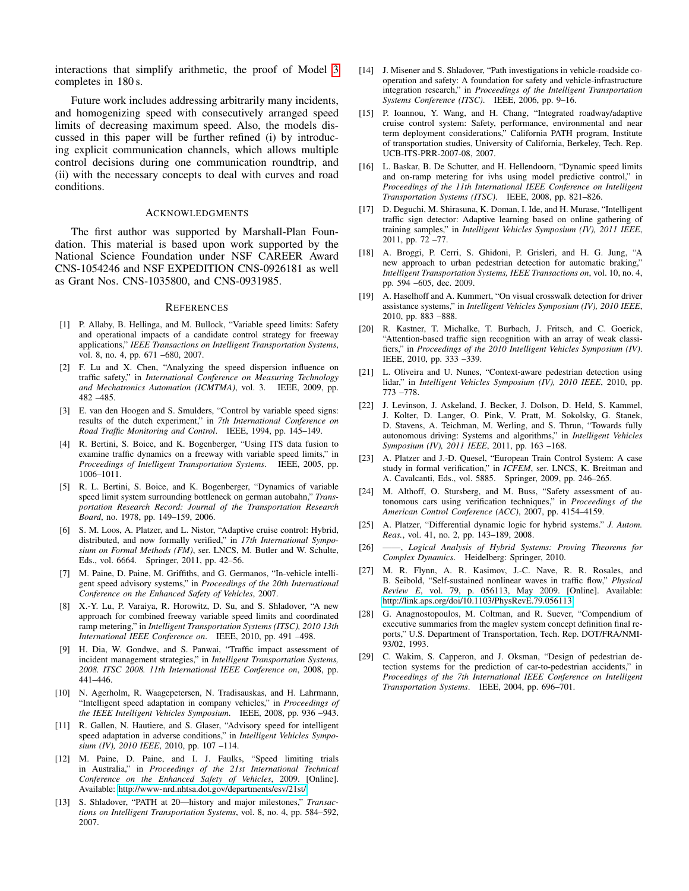interactions that simplify arithmetic, the proof of Model 3 completes in 180 s.

Future work includes addressing arbitrarily many incidents, and homogenizing speed with consecutively arranged speed limits of decreasing maximum speed. Also, the models discussed in this paper will be further refined (i) by introducing explicit communication channels, which allows multiple control decisions during one communication roundtrip, and (ii) with the necessary concepts to deal with curves and road conditions.

## Acknowledgments

The first author was supported by Marshall-Plan Foundation. This material is based upon work supported by the National Science Foundation under NSF CAREER Award CNS-1054246 and NSF EXPEDITION CNS-0926181 as well as Grant Nos. CNS-1035800, and CNS-0931985.

## References

[1] P. Allaby, B. Hellinga, and M. Bullock, "Variable speed limits: Safety and operational impacts of a candidate control strategy for freeway applications," *IEEE Transactions on Intelligent Transportation Systems*, vol. 8, no. 4, pp. 671 –680, 2007.

[2] F. Lu and X. Chen, "Analyzing the speed dispersion influence on traffic safety," in *International Conference on Measuring Technology and Mechatronics Automation (ICMTMA)*, vol. 3. IEEE, 2009, pp. 482 –485.

[3] E. van den Hoogen and S. Smulders, "Control by variable speed signs: results of the dutch experiment," in *7th International Conference on Road Traffic Monitoring and Control*. IEEE, 1994, pp. 145–149.

[4] R. Bertini, S. Boice, and K. Bogenberger, "Using ITS data fusion to examine traffic dynamics on a freeway with variable speed limits," in *Proceedings of Intelligent Transportation Systems*. IEEE, 2005, pp. 1006–1011.

[5] R. L. Bertini, S. Boice, and K. Bogenberger, "Dynamics of variable speed limit system surrounding bottleneck on german autobahn," *Transportation Research Record: Journal of the Transportation Research Board*, no. 1978, pp. 149–159, 2006.

[6] S. M. Loos, A. Platzer, and L. Nistor, "Adaptive cruise control: Hybrid, distributed, and now formally verified," in *17th International Symposium on Formal Methods (FM)*, ser. LNCS, M. Butler and W. Schulte, Eds., vol. 6664. Springer, 2011, pp. 42–56.

[7] M. Paine, D. Paine, M. Griffiths, and G. Germanos, "In-vehicle intelligent speed advisory systems," in *Proceedings of the 20th International Conference on the Enhanced Safety of Vehicles*, 2007.

[8] X.-Y. Lu, P. Varaiya, R. Horowitz, D. Su, and S. Shladover, "A new approach for combined freeway variable speed limits and coordinated ramp metering," in *Intelligent Transportation Systems (ITSC), 2010 13th International IEEE Conference on*. IEEE, 2010, pp. 491 –498.

[9] H. Dia, W. Gondwe, and S. Panwai, "Traffic impact assessment of incident management strategies," in *Intelligent Transportation Systems, 2008. ITSC 2008. 11th International IEEE Conference on*, 2008, pp. 441–446.

[10] N. Agerholm, R. Waagepetersen, N. Tradisauskas, and H. Lahrmann, "Intelligent speed adaptation in company vehicles," in *Proceedings of the IEEE Intelligent Vehicles Symposium*. IEEE, 2008, pp. 936 –943.

[11] R. Gallen, N. Hautiere, and S. Glaser, "Advisory speed for intelligent speed adaptation in adverse conditions," in *Intelligent Vehicles Symposium (IV), 2010 IEEE*, 2010, pp. 107 –114.

[12] M. Paine, D. Paine, and I. J. Faulks, "Speed limiting trials in Australia," in *Proceedings of the 21st International Technical Conference on the Enhanced Safety of Vehicles*, 2009. [Online]. Available: http://www-nrd.nhtsa.dot.gov/departments/esv/21st/

[13] S. Shladover, "PATH at 20—history and major milestones," *Transactions on Intelligent Transportation Systems*, vol. 8, no. 4, pp. 584–592, 2007.

[14] J. Misener and S. Shladover, "Path investigations in vehicle-roadside cooperation and safety: A foundation for safety and vehicle-infrastructure integration research," in *Proceedings of the Intelligent Transportation Systems Conference (ITSC)*. IEEE, 2006, pp. 9–16.

[15] P. Ioannou, Y. Wang, and H. Chang, "Integrated roadway/adaptive cruise control system: Safety, performance, environmental and near term deployment considerations," California PATH program, Institute of transportation studies, University of California, Berkeley, Tech. Rep. UCB-ITS-PRR-2007-08, 2007.

[16] L. Baskar, B. De Schutter, and H. Hellendoorn, "Dynamic speed limits and on-ramp metering for ivhs using model predictive control," in *Proceedings of the 11th International IEEE Conference on Intelligent Transportation Systems (ITSC)*. IEEE, 2008, pp. 821–826.

[17] D. Deguchi, M. Shirasuna, K. Doman, I. Ide, and H. Murase, "Intelligent traffic sign detector: Adaptive learning based on online gathering of training samples," in *Intelligent Vehicles Symposium (IV), 2011 IEEE*, 2011, pp. 72 –77.

[18] A. Broggi, P. Cerri, S. Ghidoni, P. Grisleri, and H. G. Jung, "A new approach to urban pedestrian detection for automatic braking," *Intelligent Transportation Systems, IEEE Transactions on*, vol. 10, no. 4, pp. 594 –605, dec. 2009.

[19] A. Haselhoff and A. Kummert, "On visual crosswalk detection for driver assistance systems," in *Intelligent Vehicles Symposium (IV), 2010 IEEE*, 2010, pp. 883 –888.

[20] R. Kastner, T. Michalke, T. Burbach, J. Fritsch, and C. Goerick, "Attention-based traffic sign recognition with an array of weak classifiers," in *Proceedings of the 2010 Intelligent Vehicles Symposium (IV)*. IEEE, 2010, pp. 333 –339.

[21] L. Oliveira and U. Nunes, "Context-aware pedestrian detection using lidar," in *Intelligent Vehicles Symposium (IV), 2010 IEEE*, 2010, pp. 773 –778.

[22] J. Levinson, J. Askeland, J. Becker, J. Dolson, D. Held, S. Kammel, J. Kolter, D. Langer, O. Pink, V. Pratt, M. Sokolsky, G. Stanek, D. Stavens, A. Teichman, M. Werling, and S. Thrun, "Towards fully autonomous driving: Systems and algorithms," in *Intelligent Vehicles Symposium (IV), 2011 IEEE*, 2011, pp. 163 –168.

[23] A. Platzer and J.-D. Quesel, "European Train Control System: A case study in formal verification," in *ICFEM*, ser. LNCS, K. Breitman and A. Cavalcanti, Eds., vol. 5885. Springer, 2009, pp. 246–265.

[24] M. Althoff, O. Stursberg, and M. Buss, "Safety assessment of autonomous cars using verification techniques," in *Proceedings of the American Control Conference (ACC)*, 2007, pp. 4154–4159.

[25] A. Platzer, "Differential dynamic logic for hybrid systems." *J. Autom. Reas.*, vol. 41, no. 2, pp. 143–189, 2008.

[26] ——, *Logical Analysis of Hybrid Systems: Proving Theorems for Complex Dynamics*. Heidelberg: Springer, 2010.

[27] M. R. Flynn, A. R. Kasimov, J.-C. Nave, R. R. Rosales, and B. Seibold, "Self-sustained nonlinear waves in traffic flow," *Physical Review E*, vol. 79, p. 056113, May 2009. [Online]. Available: http://link.aps.org/doi/10.1103/PhysRevE.79.056113

[28] G. Anagnostopoulos, M. Coltman, and R. Suever, "Compendium of executive summaries from the maglev system concept definition final reports," U.S. Department of Transportation, Tech. Rep. DOT/FRA/NMI-93/02, 1993.

[29] C. Wakim, S. Capperon, and J. Oksman, "Design of pedestrian detection systems for the prediction of car-to-pedestrian accidents," in *Proceedings of the 7th International IEEE Conference on Intelligent Transportation Systems*. IEEE, 2004, pp. 696–701.